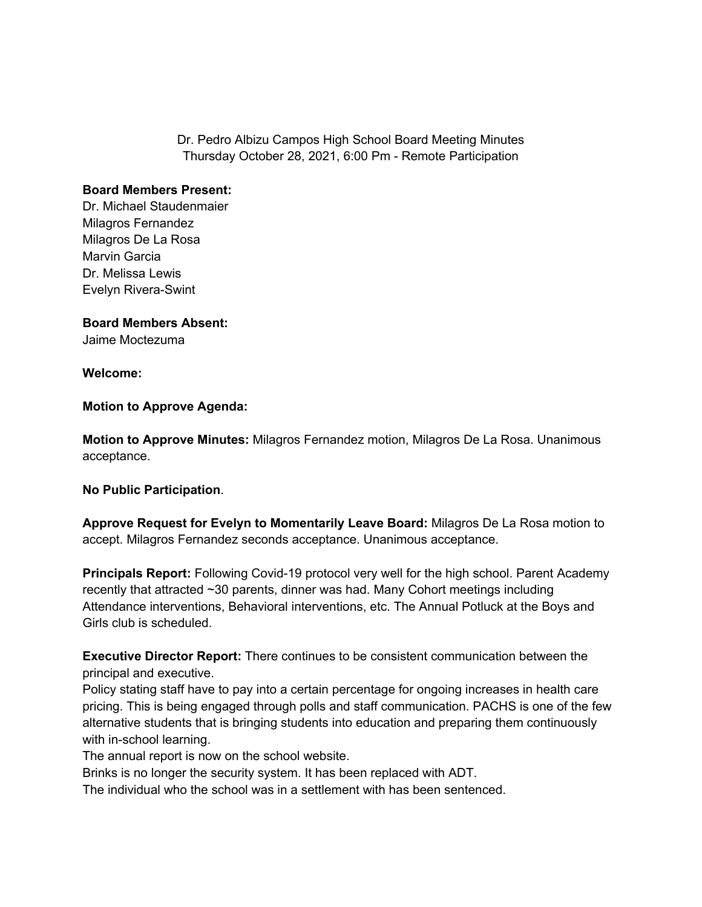Dr. Pedro Albizu Campos High School Board Meeting Minutes
Thursday October 28, 2021, 6:00 Pm - Remote Participation

**Board Members Present:**
Dr. Michael Staudenmaier
Milagros Fernandez
Milagros De La Rosa
Marvin Garcia
Dr. Melissa Lewis
Evelyn Rivera-Swint

**Board Members Absent:**
Jaime Moctezuma

**Welcome:**

**Motion to Approve Agenda:**

**Motion to Approve Minutes:** Milagros Fernandez motion, Milagros De La Rosa. Unanimous acceptance.

**No Public Participation**.

**Approve Request for Evelyn to Momentarily Leave Board:** Milagros De La Rosa motion to accept. Milagros Fernandez seconds acceptance. Unanimous acceptance.

**Principals Report:** Following Covid-19 protocol very well for the high school. Parent Academy recently that attracted ~30 parents, dinner was had. Many Cohort meetings including Attendance interventions, Behavioral interventions, etc. The Annual Potluck at the Boys and Girls club is scheduled.

**Executive Director Report:** There continues to be consistent communication between the principal and executive.
Policy stating staff have to pay into a certain percentage for ongoing increases in health care pricing. This is being engaged through polls and staff communication. PACHS is one of the few alternative students that is bringing students into education and preparing them continuously with in-school learning.
The annual report is now on the school website.
Brinks is no longer the security system. It has been replaced with ADT.
The individual who the school was in a settlement with has been sentenced.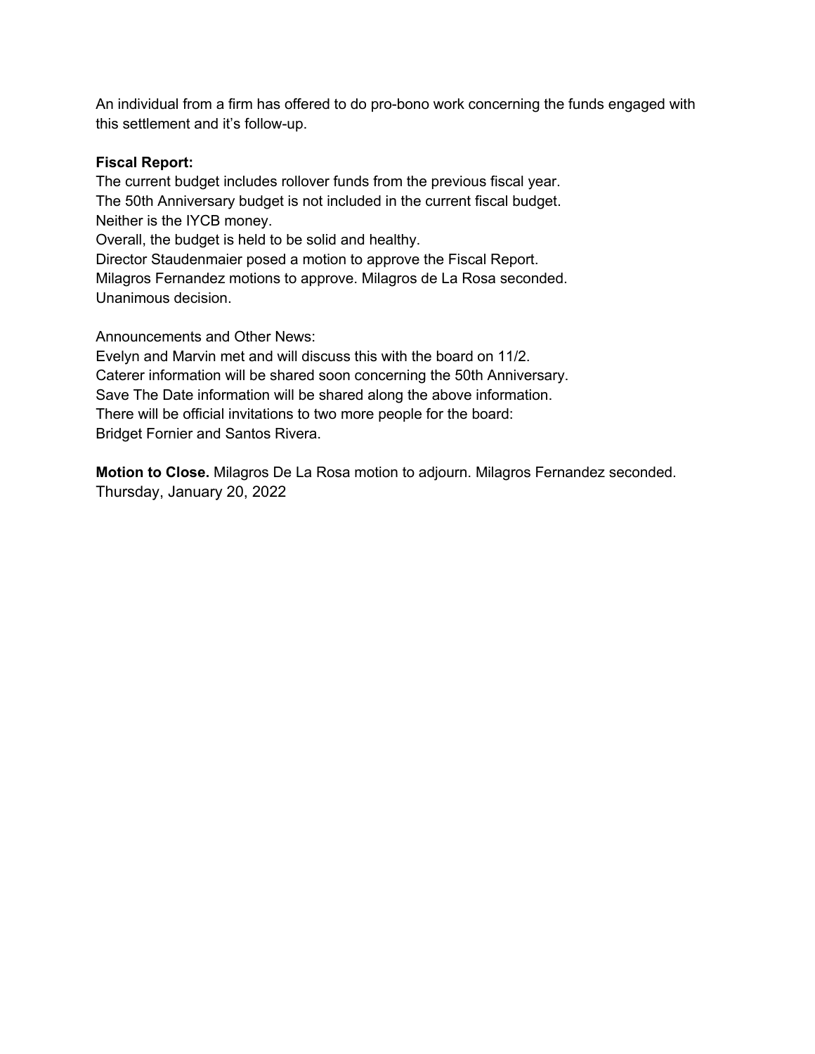An individual from a firm has offered to do pro-bono work concerning the funds engaged with this settlement and it's follow-up.

**Fiscal Report:**
The current budget includes rollover funds from the previous fiscal year.
The 50th Anniversary budget is not included in the current fiscal budget.
Neither is the IYCB money.
Overall, the budget is held to be solid and healthy.
Director Staudenmaier posed a motion to approve the Fiscal Report.
Milagros Fernandez motions to approve. Milagros de La Rosa seconded.
Unanimous decision.

Announcements and Other News:
Evelyn and Marvin met and will discuss this with the board on 11/2.
Caterer information will be shared soon concerning the 50th Anniversary.
Save The Date information will be shared along the above information.
There will be official invitations to two more people for the board:
Bridget Fornier and Santos Rivera.

**Motion to Close.** Milagros De La Rosa motion to adjourn. Milagros Fernandez seconded.
Thursday, January 20, 2022